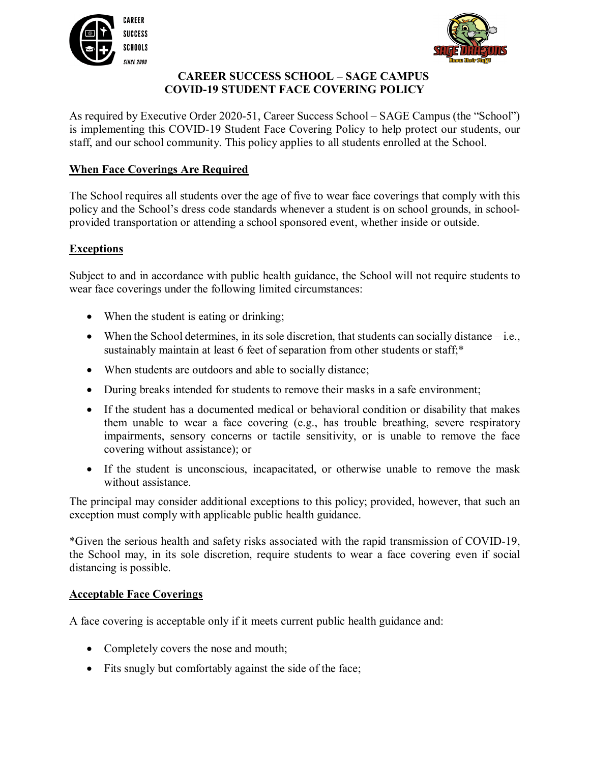# CAREER SUCCESS SCHOOL – SAGE CAMPUS
# COVID-19 STUDENT FACE COVERING POLICY

As required by Executive Order 2020-51, Career Success School – SAGE Campus (the "School") is implementing this COVID-19 Student Face Covering Policy to help protect our students, our staff, and our school community. This policy applies to all students enrolled at the School.

## When Face Coverings Are Required

The School requires all students over the age of five to wear face coverings that comply with this policy and the School's dress code standards whenever a student is on school grounds, in school-provided transportation or attending a school sponsored event, whether inside or outside.

## Exceptions

Subject to and in accordance with public health guidance, the School will not require students to wear face coverings under the following limited circumstances:

- When the student is eating or drinking;
- When the School determines, in its sole discretion, that students can socially distance – i.e., sustainably maintain at least 6 feet of separation from other students or staff;*
- When students are outdoors and able to socially distance;
- During breaks intended for students to remove their masks in a safe environment;
- If the student has a documented medical or behavioral condition or disability that makes them unable to wear a face covering (e.g., has trouble breathing, severe respiratory impairments, sensory concerns or tactile sensitivity, or is unable to remove the face covering without assistance); or
- If the student is unconscious, incapacitated, or otherwise unable to remove the mask without assistance.

The principal may consider additional exceptions to this policy; provided, however, that such an exception must comply with applicable public health guidance.

*Given the serious health and safety risks associated with the rapid transmission of COVID-19, the School may, in its sole discretion, require students to wear a face covering even if social distancing is possible.

## Acceptable Face Coverings

A face covering is acceptable only if it meets current public health guidance and:

- Completely covers the nose and mouth;
- Fits snugly but comfortably against the side of the face;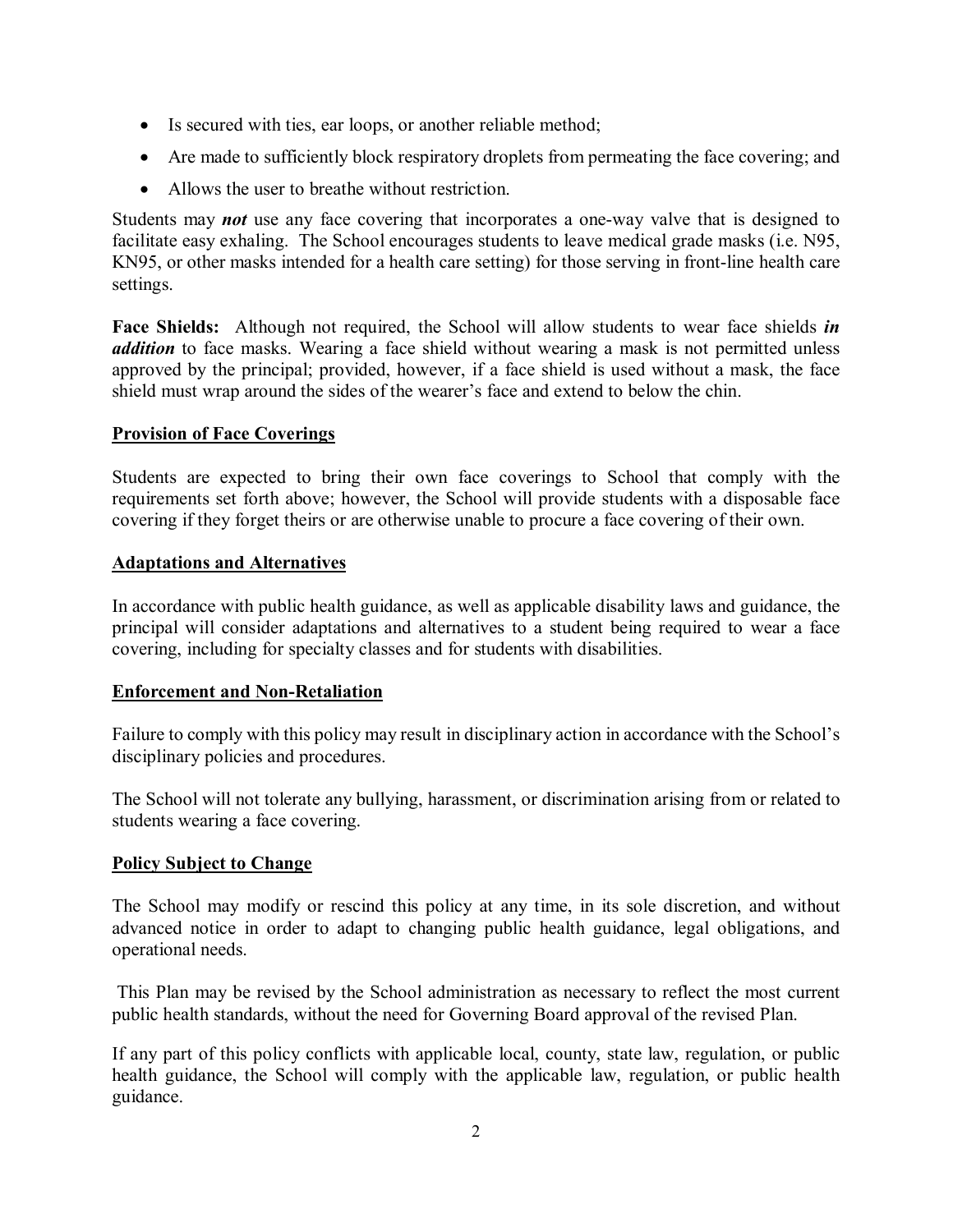- Is secured with ties, ear loops, or another reliable method;
- Are made to sufficiently block respiratory droplets from permeating the face covering; and
- Allows the user to breathe without restriction.

Students may ***not*** use any face covering that incorporates a one-way valve that is designed to facilitate easy exhaling. The School encourages students to leave medical grade masks (i.e. N95, KN95, or other masks intended for a health care setting) for those serving in front-line health care settings.

**Face Shields:** Although not required, the School will allow students to wear face shields ***in addition*** to face masks. Wearing a face shield without wearing a mask is not permitted unless approved by the principal; provided, however, if a face shield is used without a mask, the face shield must wrap around the sides of the wearer's face and extend to below the chin.

## Provision of Face Coverings

Students are expected to bring their own face coverings to School that comply with the requirements set forth above; however, the School will provide students with a disposable face covering if they forget theirs or are otherwise unable to procure a face covering of their own.

## Adaptations and Alternatives

In accordance with public health guidance, as well as applicable disability laws and guidance, the principal will consider adaptations and alternatives to a student being required to wear a face covering, including for specialty classes and for students with disabilities.

## Enforcement and Non-Retaliation

Failure to comply with this policy may result in disciplinary action in accordance with the School's disciplinary policies and procedures.

The School will not tolerate any bullying, harassment, or discrimination arising from or related to students wearing a face covering.

## Policy Subject to Change

The School may modify or rescind this policy at any time, in its sole discretion, and without advanced notice in order to adapt to changing public health guidance, legal obligations, and operational needs.

This Plan may be revised by the School administration as necessary to reflect the most current public health standards, without the need for Governing Board approval of the revised Plan.

If any part of this policy conflicts with applicable local, county, state law, regulation, or public health guidance, the School will comply with the applicable law, regulation, or public health guidance.